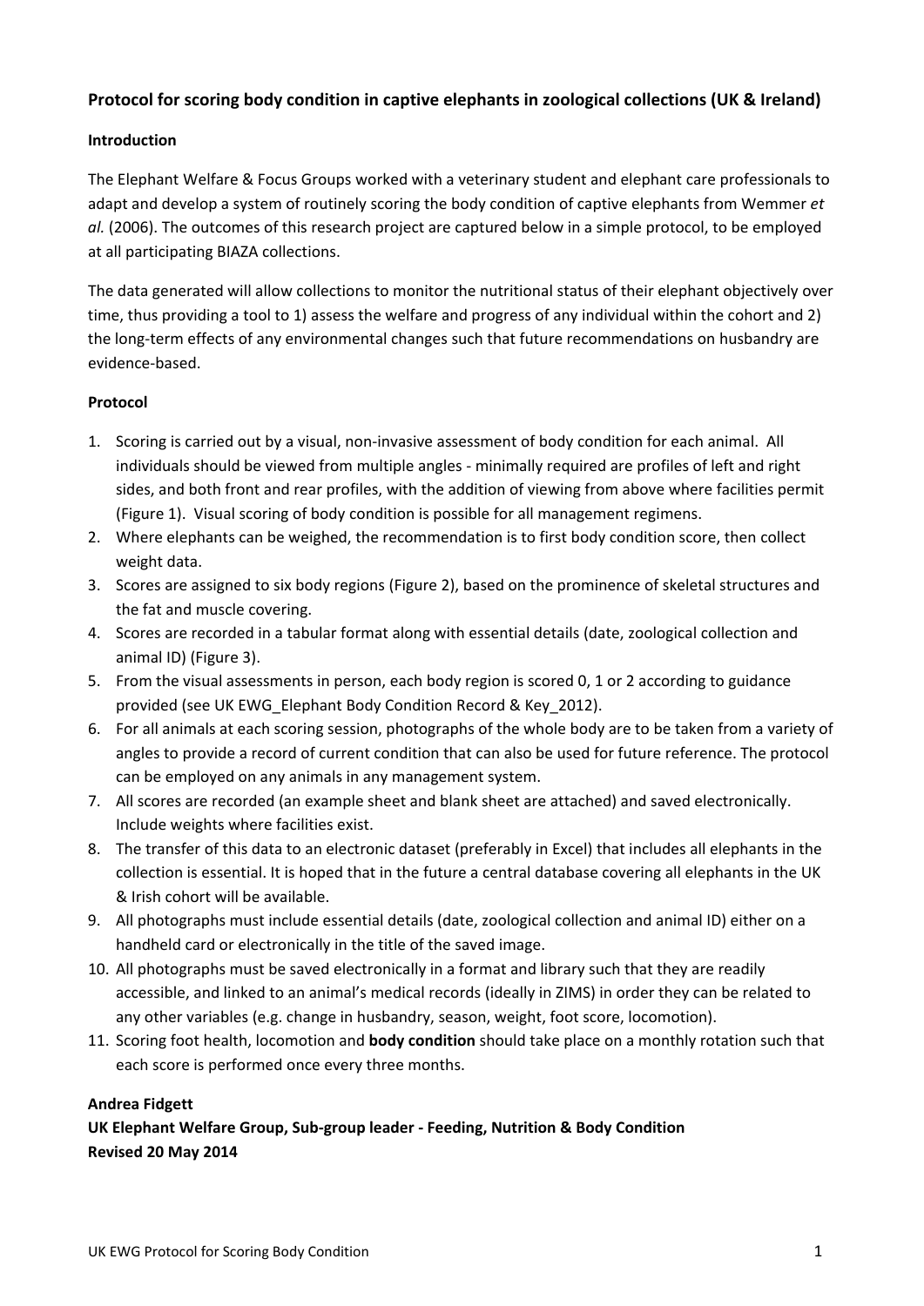## Protocol for scoring body condition in captive elephants in zoological collections (UK & Ireland)

### Introduction

The Elephant Welfare & Focus Groups worked with a veterinary student and elephant care professionals to adapt and develop a system of routinely scoring the body condition of captive elephants from Wemmer *et al.* (2006). The outcomes of this research project are captured below in a simple protocol, to be employed at all participating BIAZA collections.

The data generated will allow collections to monitor the nutritional status of their elephant objectively over time, thus providing a tool to 1) assess the welfare and progress of any individual within the cohort and 2) the long-term effects of any environmental changes such that future recommendations on husbandry are evidence-based.

### Protocol

1. Scoring is carried out by a visual, non-invasive assessment of body condition for each animal. All individuals should be viewed from multiple angles - minimally required are profiles of left and right sides, and both front and rear profiles, with the addition of viewing from above where facilities permit (Figure 1). Visual scoring of body condition is possible for all management regimens.
2. Where elephants can be weighed, the recommendation is to first body condition score, then collect weight data.
3. Scores are assigned to six body regions (Figure 2), based on the prominence of skeletal structures and the fat and muscle covering.
4. Scores are recorded in a tabular format along with essential details (date, zoological collection and animal ID) (Figure 3).
5. From the visual assessments in person, each body region is scored 0, 1 or 2 according to guidance provided (see UK EWG_Elephant Body Condition Record & Key_2012).
6. For all animals at each scoring session, photographs of the whole body are to be taken from a variety of angles to provide a record of current condition that can also be used for future reference. The protocol can be employed on any animals in any management system.
7. All scores are recorded (an example sheet and blank sheet are attached) and saved electronically. Include weights where facilities exist.
8. The transfer of this data to an electronic dataset (preferably in Excel) that includes all elephants in the collection is essential. It is hoped that in the future a central database covering all elephants in the UK & Irish cohort will be available.
9. All photographs must include essential details (date, zoological collection and animal ID) either on a handheld card or electronically in the title of the saved image.
10. All photographs must be saved electronically in a format and library such that they are readily accessible, and linked to an animal's medical records (ideally in ZIMS) in order they can be related to any other variables (e.g. change in husbandry, season, weight, foot score, locomotion).
11. Scoring foot health, locomotion and **body condition** should take place on a monthly rotation such that each score is performed once every three months.

**Andrea Fidgett**
**UK Elephant Welfare Group, Sub-group leader - Feeding, Nutrition & Body Condition**
**Revised 20 May 2014**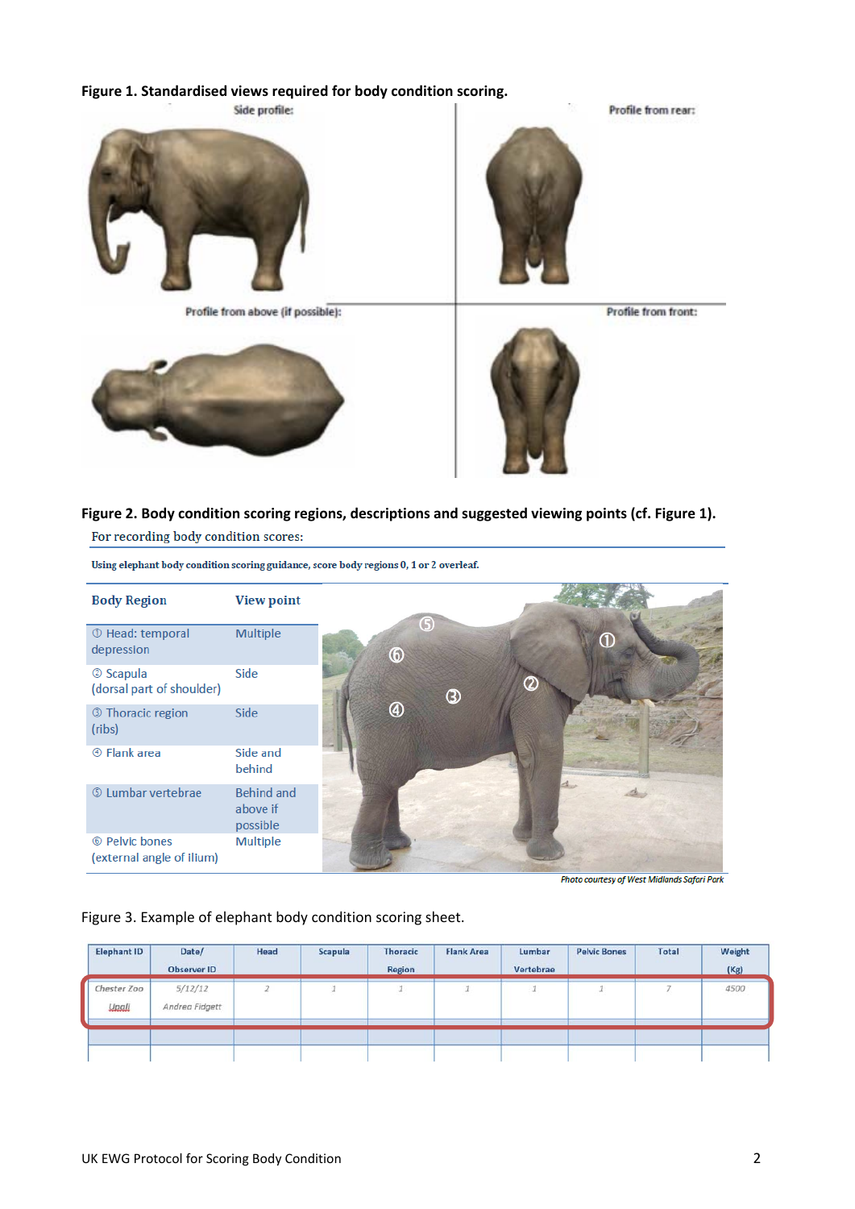**Figure 1. Standardised views required for body condition scoring.**

Side profile:

Profile from rear:

Profile from above (if possible):

Profile from front:

**Figure 2. Body condition scoring regions, descriptions and suggested viewing points (cf. Figure 1).**

For recording body condition scores:

**Using elephant body condition scoring guidance, score body regions 0, 1 or 2 overleaf.**

| Body Region | View point |
|---|---|
| ① Head: temporal depression | Multiple |
| ② Scapula (dorsal part of shoulder) | Side |
| ③ Thoracic region (ribs) | Side |
| ④ Flank area | Side and behind |
| ⑤ Lumbar vertebrae | Behind and above if possible |
| ⑥ Pelvic bones (external angle of ilium) | Multiple |

*Photo courtesy of West Midlands Safari Park*

Figure 3. Example of elephant body condition scoring sheet.

| Elephant ID | Date/ Observer ID | Head | Scapula | Thoracic Region | Flank Area | Lumbar Vertebrae | Pelvic Bones | Total | Weight (Kg) |
|---|---|---|---|---|---|---|---|---|---|
| Chester Zoo Upali | 5/12/12 Andrea Fidgett | 2 | 1 | 1 | 1 | 1 | 1 | 7 | 4500 |
| | | | | | | | | | |
| | | | | | | | | | |